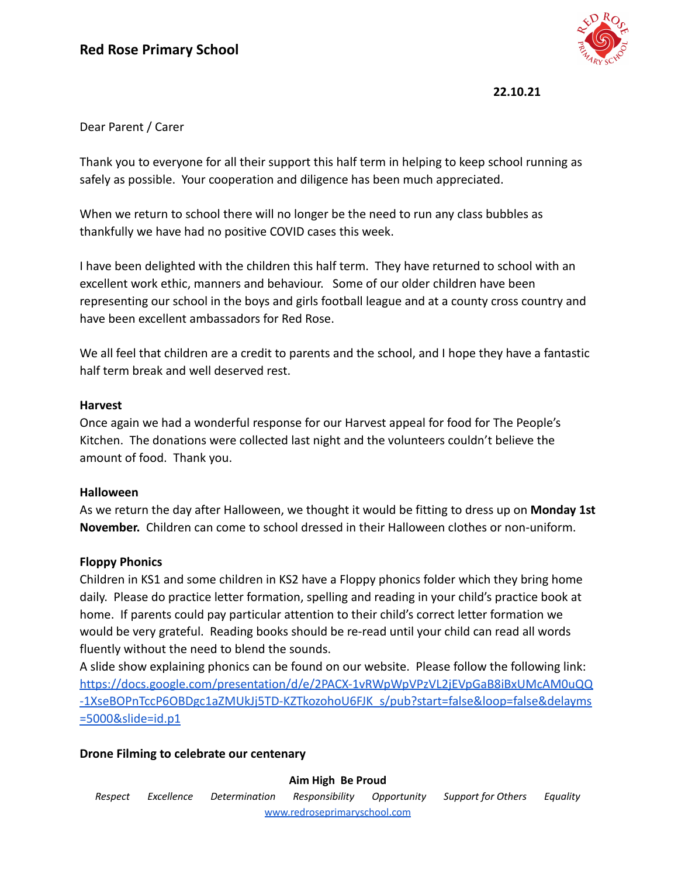# Red Rose Primary School

**22.10.21**

Dear Parent / Carer

Thank you to everyone for all their support this half term in helping to keep school running as safely as possible. Your cooperation and diligence has been much appreciated.

When we return to school there will no longer be the need to run any class bubbles as thankfully we have had no positive COVID cases this week.

I have been delighted with the children this half term. They have returned to school with an excellent work ethic, manners and behaviour. Some of our older children have been representing our school in the boys and girls football league and at a county cross country and have been excellent ambassadors for Red Rose.

We all feel that children are a credit to parents and the school, and I hope they have a fantastic half term break and well deserved rest.

**Harvest**

Once again we had a wonderful response for our Harvest appeal for food for The People's Kitchen. The donations were collected last night and the volunteers couldn't believe the amount of food. Thank you.

**Halloween**

As we return the day after Halloween, we thought it would be fitting to dress up on **Monday 1st November.** Children can come to school dressed in their Halloween clothes or non-uniform.

**Floppy Phonics**

Children in KS1 and some children in KS2 have a Floppy phonics folder which they bring home daily. Please do practice letter formation, spelling and reading in your child's practice book at home. If parents could pay particular attention to their child's correct letter formation we would be very grateful. Reading books should be re-read until your child can read all words fluently without the need to blend the sounds.

A slide show explaining phonics can be found on our website. Please follow the following link: https://docs.google.com/presentation/d/e/2PACX-1vRWpWpVPzVL2jEVpGaB8iBxUMcAM0uQQ-1XseBOPnTccP6OBDgc1aZMUkJj5TD-KZTkozohoU6FJK_s/pub?start=false&loop=false&delayms=5000&slide=id.p1

**Drone Filming to celebrate our centenary**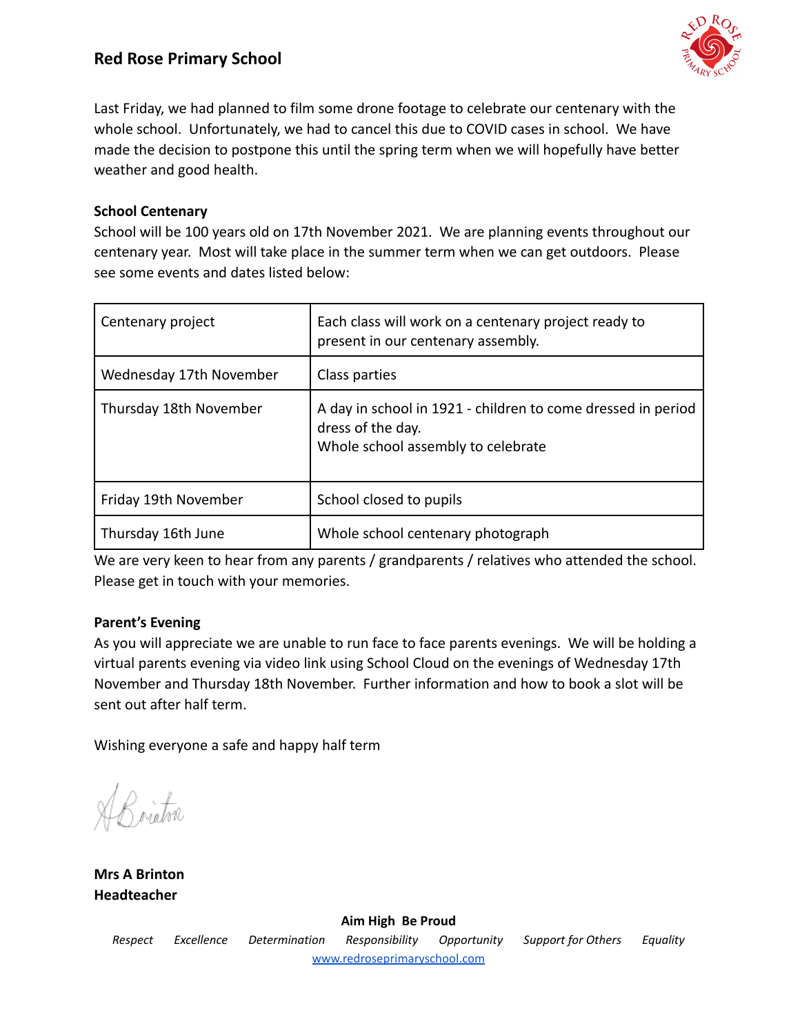## Red Rose Primary School

Last Friday, we had planned to film some drone footage to celebrate our centenary with the whole school. Unfortunately, we had to cancel this due to COVID cases in school. We have made the decision to postpone this until the spring term when we will hopefully have better weather and good health.

**School Centenary**

School will be 100 years old on 17th November 2021. We are planning events throughout our centenary year. Most will take place in the summer term when we can get outdoors. Please see some events and dates listed below:

| | |
|---|---|
| Centenary project | Each class will work on a centenary project ready to present in our centenary assembly. |
| Wednesday 17th November | Class parties |
| Thursday 18th November | A day in school in 1921 - children to come dressed in period dress of the day.<br>Whole school assembly to celebrate |
| Friday 19th November | School closed to pupils |
| Thursday 16th June | Whole school centenary photograph |

We are very keen to hear from any parents / grandparents / relatives who attended the school. Please get in touch with your memories.

**Parent's Evening**

As you will appreciate we are unable to run face to face parents evenings. We will be holding a virtual parents evening via video link using School Cloud on the evenings of Wednesday 17th November and Thursday 18th November. Further information and how to book a slot will be sent out after half term.

Wishing everyone a safe and happy half term

A Brinton

**Mrs A Brinton**
**Headteacher**

**Aim High Be Proud**

*Respect Excellence Determination Responsibility Opportunity Support for Others Equality*

www.redroseprimaryschool.com